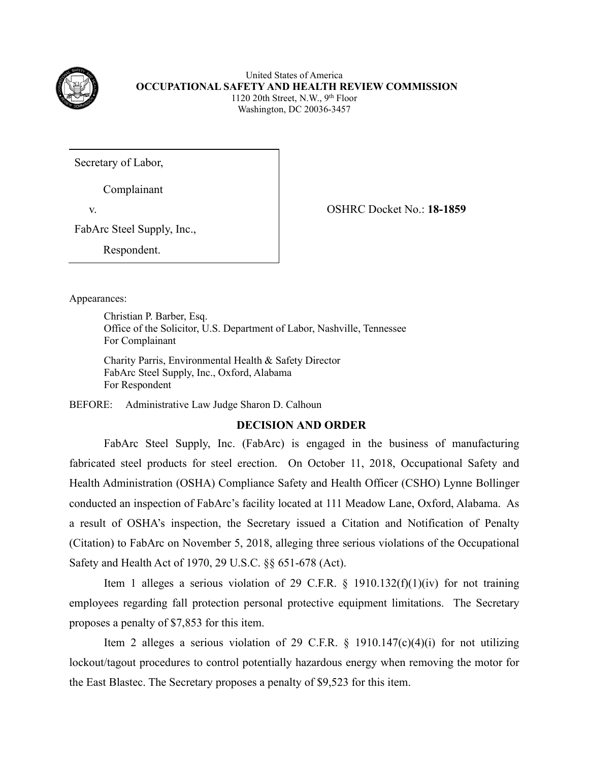United States of America
**OCCUPATIONAL SAFETY AND HEALTH REVIEW COMMISSION**
1120 20th Street, N.W., 9th Floor
Washington, DC 20036-3457

| | |
|---|---|
| Secretary of Labor,<br><br>Complainant<br><br>v.<br><br>FabArc Steel Supply, Inc.,<br><br>Respondent. | OSHRC Docket No.: **18-1859** |

Appearances:

Christian P. Barber, Esq.
Office of the Solicitor, U.S. Department of Labor, Nashville, Tennessee
For Complainant

Charity Parris, Environmental Health & Safety Director
FabArc Steel Supply, Inc., Oxford, Alabama
For Respondent

BEFORE: Administrative Law Judge Sharon D. Calhoun

## DECISION AND ORDER

FabArc Steel Supply, Inc. (FabArc) is engaged in the business of manufacturing fabricated steel products for steel erection. On October 11, 2018, Occupational Safety and Health Administration (OSHA) Compliance Safety and Health Officer (CSHO) Lynne Bollinger conducted an inspection of FabArc's facility located at 111 Meadow Lane, Oxford, Alabama. As a result of OSHA's inspection, the Secretary issued a Citation and Notification of Penalty (Citation) to FabArc on November 5, 2018, alleging three serious violations of the Occupational Safety and Health Act of 1970, 29 U.S.C. §§ 651-678 (Act).

Item 1 alleges a serious violation of 29 C.F.R. § 1910.132(f)(1)(iv) for not training employees regarding fall protection personal protective equipment limitations. The Secretary proposes a penalty of $7,853 for this item.

Item 2 alleges a serious violation of 29 C.F.R. § 1910.147(c)(4)(i) for not utilizing lockout/tagout procedures to control potentially hazardous energy when removing the motor for the East Blastec. The Secretary proposes a penalty of $9,523 for this item.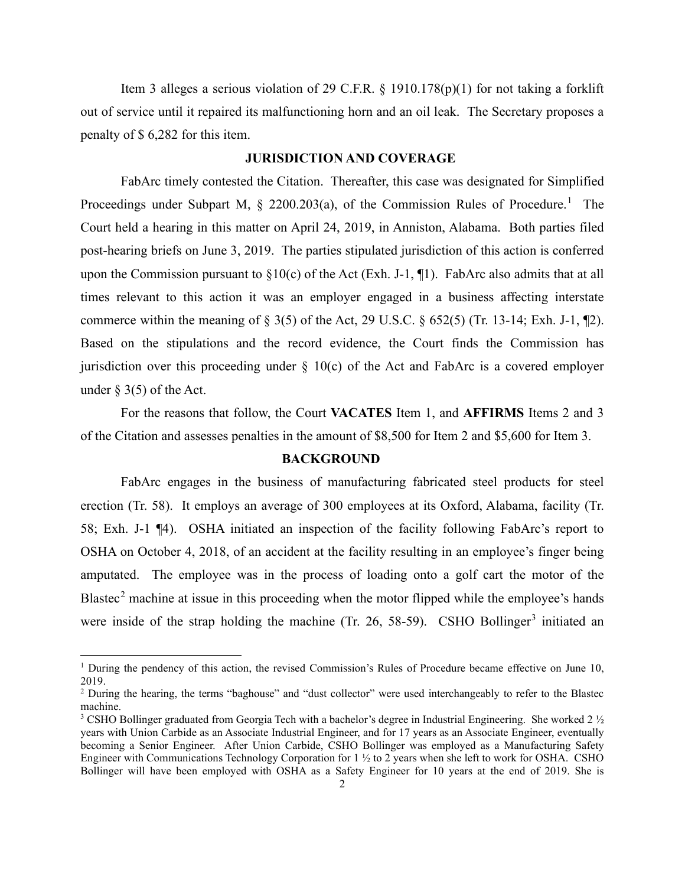Item 3 alleges a serious violation of 29 C.F.R. § 1910.178(p)(1) for not taking a forklift out of service until it repaired its malfunctioning horn and an oil leak. The Secretary proposes a penalty of $ 6,282 for this item.

## JURISDICTION AND COVERAGE

FabArc timely contested the Citation. Thereafter, this case was designated for Simplified Proceedings under Subpart M, § 2200.203(a), of the Commission Rules of Procedure.[1] The Court held a hearing in this matter on April 24, 2019, in Anniston, Alabama. Both parties filed post-hearing briefs on June 3, 2019. The parties stipulated jurisdiction of this action is conferred upon the Commission pursuant to §10(c) of the Act (Exh. J-1, ¶1). FabArc also admits that at all times relevant to this action it was an employer engaged in a business affecting interstate commerce within the meaning of § 3(5) of the Act, 29 U.S.C. § 652(5) (Tr. 13-14; Exh. J-1, ¶2). Based on the stipulations and the record evidence, the Court finds the Commission has jurisdiction over this proceeding under § 10(c) of the Act and FabArc is a covered employer under § 3(5) of the Act.

For the reasons that follow, the Court **VACATES** Item 1, and **AFFIRMS** Items 2 and 3 of the Citation and assesses penalties in the amount of $8,500 for Item 2 and $5,600 for Item 3.

## BACKGROUND

FabArc engages in the business of manufacturing fabricated steel products for steel erection (Tr. 58). It employs an average of 300 employees at its Oxford, Alabama, facility (Tr. 58; Exh. J-1 ¶4). OSHA initiated an inspection of the facility following FabArc's report to OSHA on October 4, 2018, of an accident at the facility resulting in an employee's finger being amputated. The employee was in the process of loading onto a golf cart the motor of the Blastec[2] machine at issue in this proceeding when the motor flipped while the employee's hands were inside of the strap holding the machine (Tr. 26, 58-59). CSHO Bollinger[3] initiated an

---

[1] During the pendency of this action, the revised Commission's Rules of Procedure became effective on June 10, 2019.

[2] During the hearing, the terms "baghouse" and "dust collector" were used interchangeably to refer to the Blastec machine.

[3] CSHO Bollinger graduated from Georgia Tech with a bachelor's degree in Industrial Engineering. She worked 2 ½ years with Union Carbide as an Associate Industrial Engineer, and for 17 years as an Associate Engineer, eventually becoming a Senior Engineer. After Union Carbide, CSHO Bollinger was employed as a Manufacturing Safety Engineer with Communications Technology Corporation for 1 ½ to 2 years when she left to work for OSHA. CSHO Bollinger will have been employed with OSHA as a Safety Engineer for 10 years at the end of 2019. She is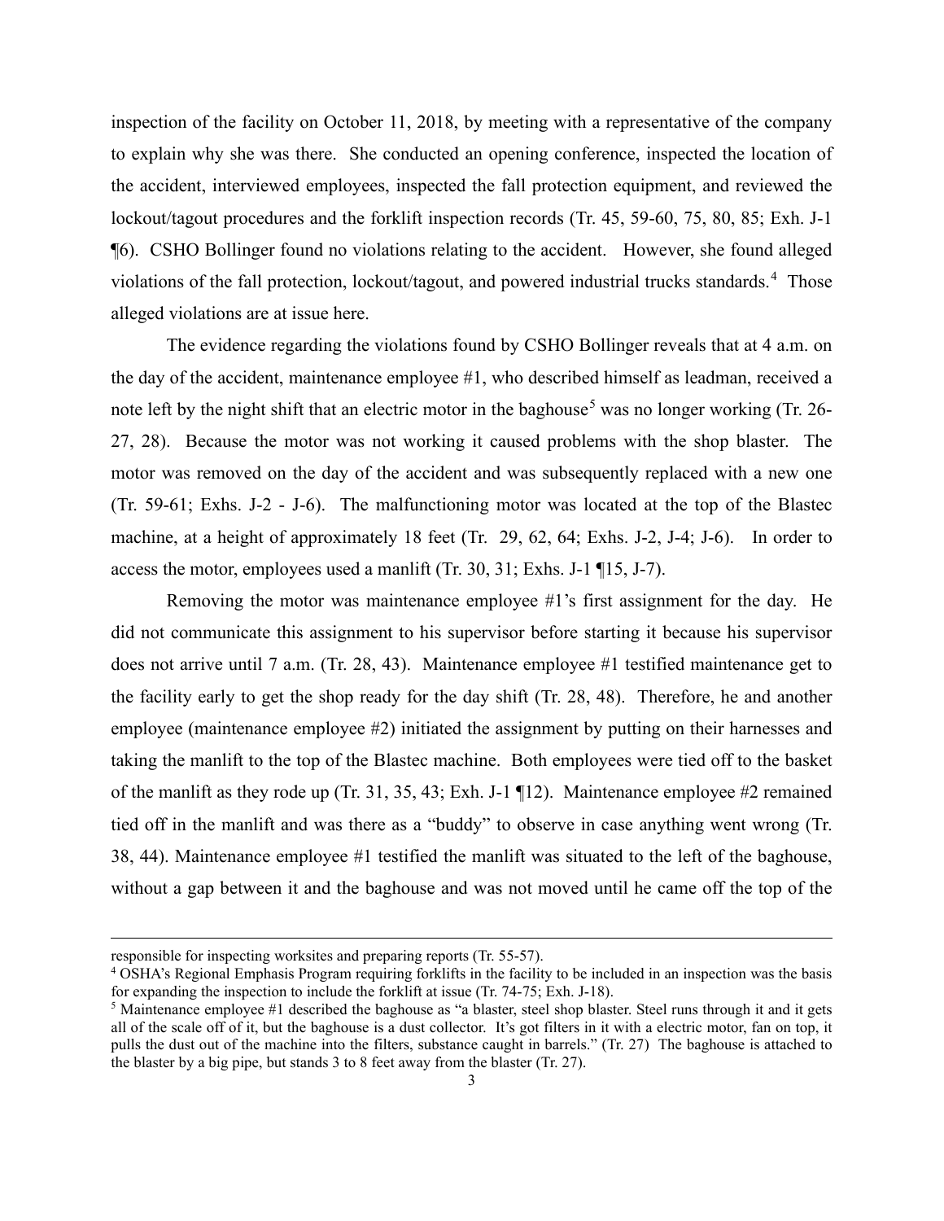inspection of the facility on October 11, 2018, by meeting with a representative of the company to explain why she was there. She conducted an opening conference, inspected the location of the accident, interviewed employees, inspected the fall protection equipment, and reviewed the lockout/tagout procedures and the forklift inspection records (Tr. 45, 59-60, 75, 80, 85; Exh. J-1 ¶6). CSHO Bollinger found no violations relating to the accident. However, she found alleged violations of the fall protection, lockout/tagout, and powered industrial trucks standards.[4] Those alleged violations are at issue here.

The evidence regarding the violations found by CSHO Bollinger reveals that at 4 a.m. on the day of the accident, maintenance employee #1, who described himself as leadman, received a note left by the night shift that an electric motor in the baghouse[5] was no longer working (Tr. 26-27, 28). Because the motor was not working it caused problems with the shop blaster. The motor was removed on the day of the accident and was subsequently replaced with a new one (Tr. 59-61; Exhs. J-2 - J-6). The malfunctioning motor was located at the top of the Blastec machine, at a height of approximately 18 feet (Tr. 29, 62, 64; Exhs. J-2, J-4; J-6). In order to access the motor, employees used a manlift (Tr. 30, 31; Exhs. J-1 ¶15, J-7).

Removing the motor was maintenance employee #1's first assignment for the day. He did not communicate this assignment to his supervisor before starting it because his supervisor does not arrive until 7 a.m. (Tr. 28, 43). Maintenance employee #1 testified maintenance get to the facility early to get the shop ready for the day shift (Tr. 28, 48). Therefore, he and another employee (maintenance employee #2) initiated the assignment by putting on their harnesses and taking the manlift to the top of the Blastec machine. Both employees were tied off to the basket of the manlift as they rode up (Tr. 31, 35, 43; Exh. J-1 ¶12). Maintenance employee #2 remained tied off in the manlift and was there as a "buddy" to observe in case anything went wrong (Tr. 38, 44). Maintenance employee #1 testified the manlift was situated to the left of the baghouse, without a gap between it and the baghouse and was not moved until he came off the top of the

---

responsible for inspecting worksites and preparing reports (Tr. 55-57).

[4] OSHA's Regional Emphasis Program requiring forklifts in the facility to be included in an inspection was the basis for expanding the inspection to include the forklift at issue (Tr. 74-75; Exh. J-18).

[5] Maintenance employee #1 described the baghouse as "a blaster, steel shop blaster. Steel runs through it and it gets all of the scale off of it, but the baghouse is a dust collector. It's got filters in it with a electric motor, fan on top, it pulls the dust out of the machine into the filters, substance caught in barrels." (Tr. 27) The baghouse is attached to the blaster by a big pipe, but stands 3 to 8 feet away from the blaster (Tr. 27).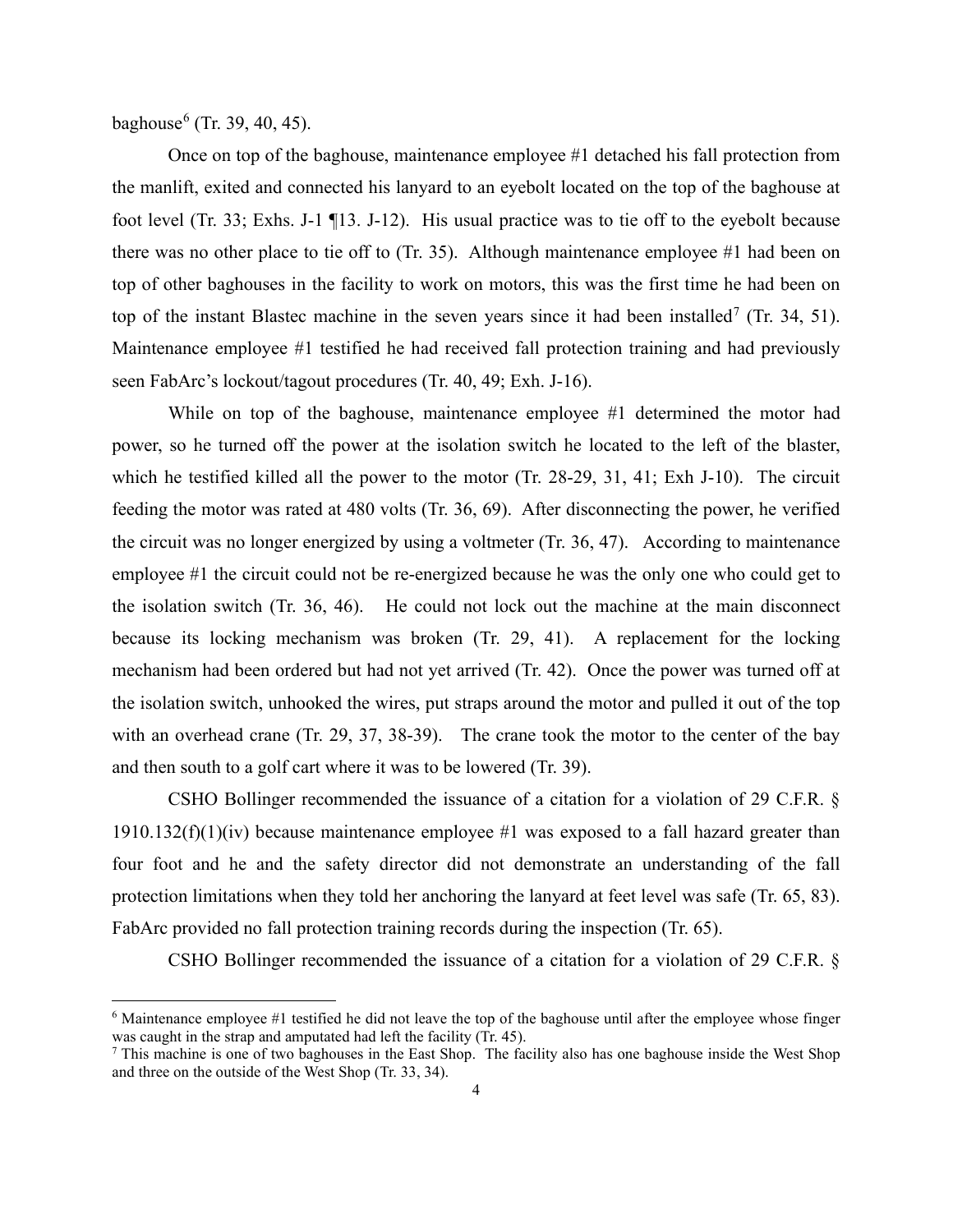baghouse[6] (Tr. 39, 40, 45).

Once on top of the baghouse, maintenance employee #1 detached his fall protection from the manlift, exited and connected his lanyard to an eyebolt located on the top of the baghouse at foot level (Tr. 33; Exhs. J-1 ¶13. J-12). His usual practice was to tie off to the eyebolt because there was no other place to tie off to (Tr. 35). Although maintenance employee #1 had been on top of other baghouses in the facility to work on motors, this was the first time he had been on top of the instant Blastec machine in the seven years since it had been installed[7] (Tr. 34, 51). Maintenance employee #1 testified he had received fall protection training and had previously seen FabArc's lockout/tagout procedures (Tr. 40, 49; Exh. J-16).

While on top of the baghouse, maintenance employee #1 determined the motor had power, so he turned off the power at the isolation switch he located to the left of the blaster, which he testified killed all the power to the motor (Tr. 28-29, 31, 41; Exh J-10). The circuit feeding the motor was rated at 480 volts (Tr. 36, 69). After disconnecting the power, he verified the circuit was no longer energized by using a voltmeter (Tr. 36, 47). According to maintenance employee #1 the circuit could not be re-energized because he was the only one who could get to the isolation switch (Tr. 36, 46). He could not lock out the machine at the main disconnect because its locking mechanism was broken (Tr. 29, 41). A replacement for the locking mechanism had been ordered but had not yet arrived (Tr. 42). Once the power was turned off at the isolation switch, unhooked the wires, put straps around the motor and pulled it out of the top with an overhead crane (Tr. 29, 37, 38-39). The crane took the motor to the center of the bay and then south to a golf cart where it was to be lowered (Tr. 39).

CSHO Bollinger recommended the issuance of a citation for a violation of 29 C.F.R. § 1910.132(f)(1)(iv) because maintenance employee #1 was exposed to a fall hazard greater than four foot and he and the safety director did not demonstrate an understanding of the fall protection limitations when they told her anchoring the lanyard at feet level was safe (Tr. 65, 83). FabArc provided no fall protection training records during the inspection (Tr. 65).

CSHO Bollinger recommended the issuance of a citation for a violation of 29 C.F.R. §

---

[6] Maintenance employee #1 testified he did not leave the top of the baghouse until after the employee whose finger was caught in the strap and amputated had left the facility (Tr. 45).

[7] This machine is one of two baghouses in the East Shop. The facility also has one baghouse inside the West Shop and three on the outside of the West Shop (Tr. 33, 34).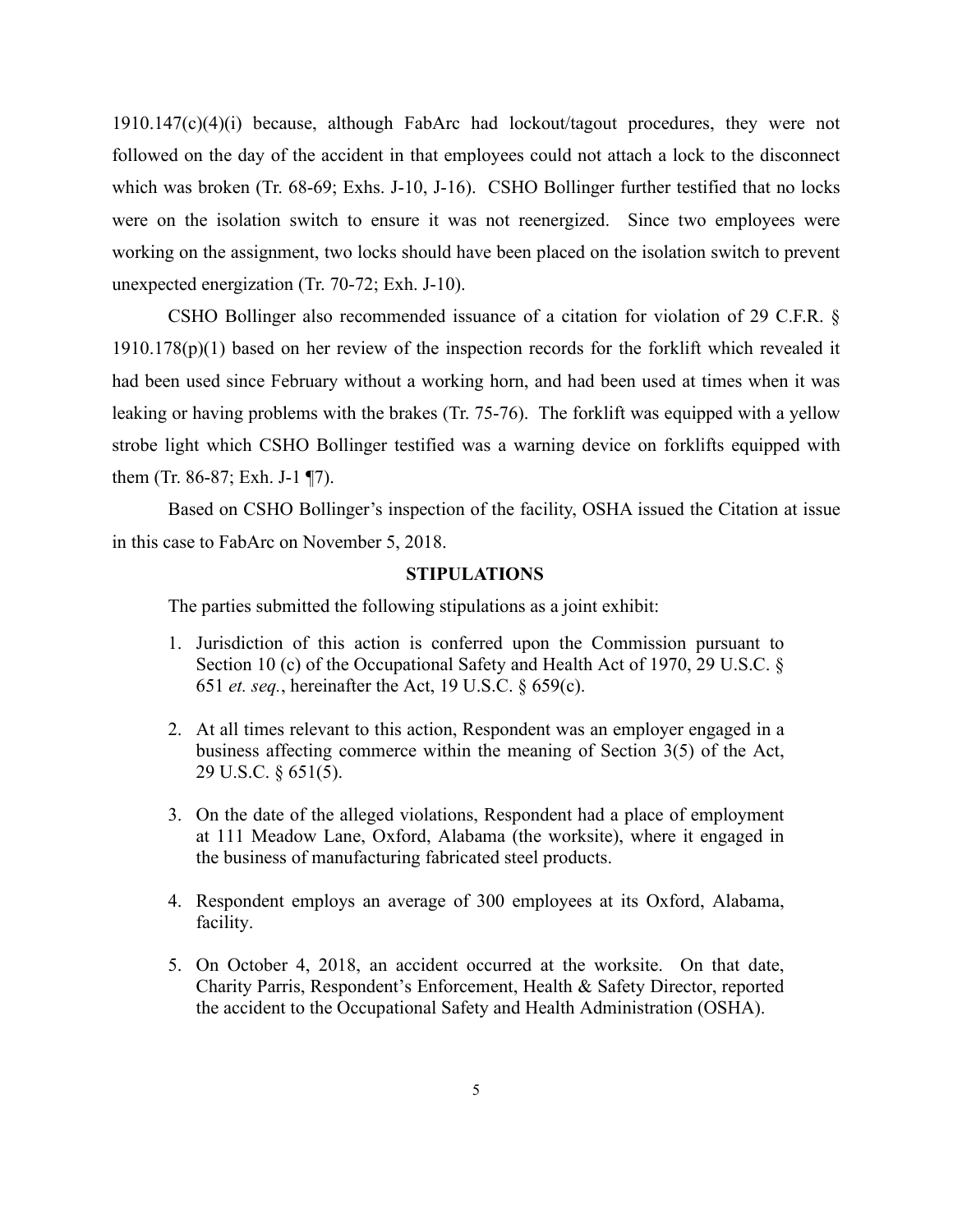1910.147(c)(4)(i) because, although FabArc had lockout/tagout procedures, they were not followed on the day of the accident in that employees could not attach a lock to the disconnect which was broken (Tr. 68-69; Exhs. J-10, J-16). CSHO Bollinger further testified that no locks were on the isolation switch to ensure it was not reenergized. Since two employees were working on the assignment, two locks should have been placed on the isolation switch to prevent unexpected energization (Tr. 70-72; Exh. J-10).

CSHO Bollinger also recommended issuance of a citation for violation of 29 C.F.R. § 1910.178(p)(1) based on her review of the inspection records for the forklift which revealed it had been used since February without a working horn, and had been used at times when it was leaking or having problems with the brakes (Tr. 75-76). The forklift was equipped with a yellow strobe light which CSHO Bollinger testified was a warning device on forklifts equipped with them (Tr. 86-87; Exh. J-1 ¶7).

Based on CSHO Bollinger's inspection of the facility, OSHA issued the Citation at issue in this case to FabArc on November 5, 2018.

**STIPULATIONS**

The parties submitted the following stipulations as a joint exhibit:

1. Jurisdiction of this action is conferred upon the Commission pursuant to Section 10 (c) of the Occupational Safety and Health Act of 1970, 29 U.S.C. § 651 *et. seq.*, hereinafter the Act, 19 U.S.C. § 659(c).

2. At all times relevant to this action, Respondent was an employer engaged in a business affecting commerce within the meaning of Section 3(5) of the Act, 29 U.S.C. § 651(5).

3. On the date of the alleged violations, Respondent had a place of employment at 111 Meadow Lane, Oxford, Alabama (the worksite), where it engaged in the business of manufacturing fabricated steel products.

4. Respondent employs an average of 300 employees at its Oxford, Alabama, facility.

5. On October 4, 2018, an accident occurred at the worksite. On that date, Charity Parris, Respondent's Enforcement, Health & Safety Director, reported the accident to the Occupational Safety and Health Administration (OSHA).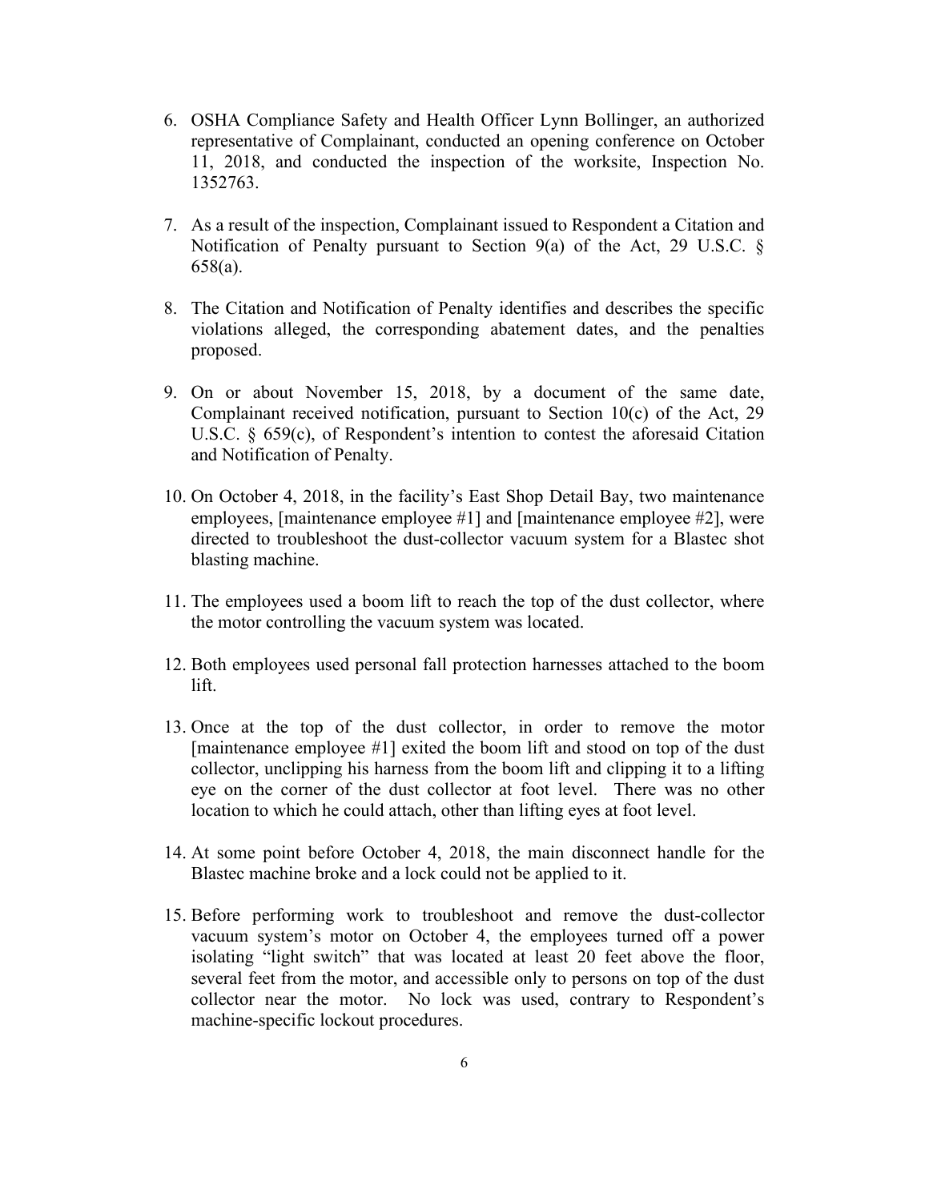6. OSHA Compliance Safety and Health Officer Lynn Bollinger, an authorized representative of Complainant, conducted an opening conference on October 11, 2018, and conducted the inspection of the worksite, Inspection No. 1352763.

7. As a result of the inspection, Complainant issued to Respondent a Citation and Notification of Penalty pursuant to Section 9(a) of the Act, 29 U.S.C. § 658(a).

8. The Citation and Notification of Penalty identifies and describes the specific violations alleged, the corresponding abatement dates, and the penalties proposed.

9. On or about November 15, 2018, by a document of the same date, Complainant received notification, pursuant to Section 10(c) of the Act, 29 U.S.C. § 659(c), of Respondent's intention to contest the aforesaid Citation and Notification of Penalty.

10. On October 4, 2018, in the facility's East Shop Detail Bay, two maintenance employees, [maintenance employee #1] and [maintenance employee #2], were directed to troubleshoot the dust-collector vacuum system for a Blastec shot blasting machine.

11. The employees used a boom lift to reach the top of the dust collector, where the motor controlling the vacuum system was located.

12. Both employees used personal fall protection harnesses attached to the boom lift.

13. Once at the top of the dust collector, in order to remove the motor [maintenance employee #1] exited the boom lift and stood on top of the dust collector, unclipping his harness from the boom lift and clipping it to a lifting eye on the corner of the dust collector at foot level. There was no other location to which he could attach, other than lifting eyes at foot level.

14. At some point before October 4, 2018, the main disconnect handle for the Blastec machine broke and a lock could not be applied to it.

15. Before performing work to troubleshoot and remove the dust-collector vacuum system's motor on October 4, the employees turned off a power isolating "light switch" that was located at least 20 feet above the floor, several feet from the motor, and accessible only to persons on top of the dust collector near the motor. No lock was used, contrary to Respondent's machine-specific lockout procedures.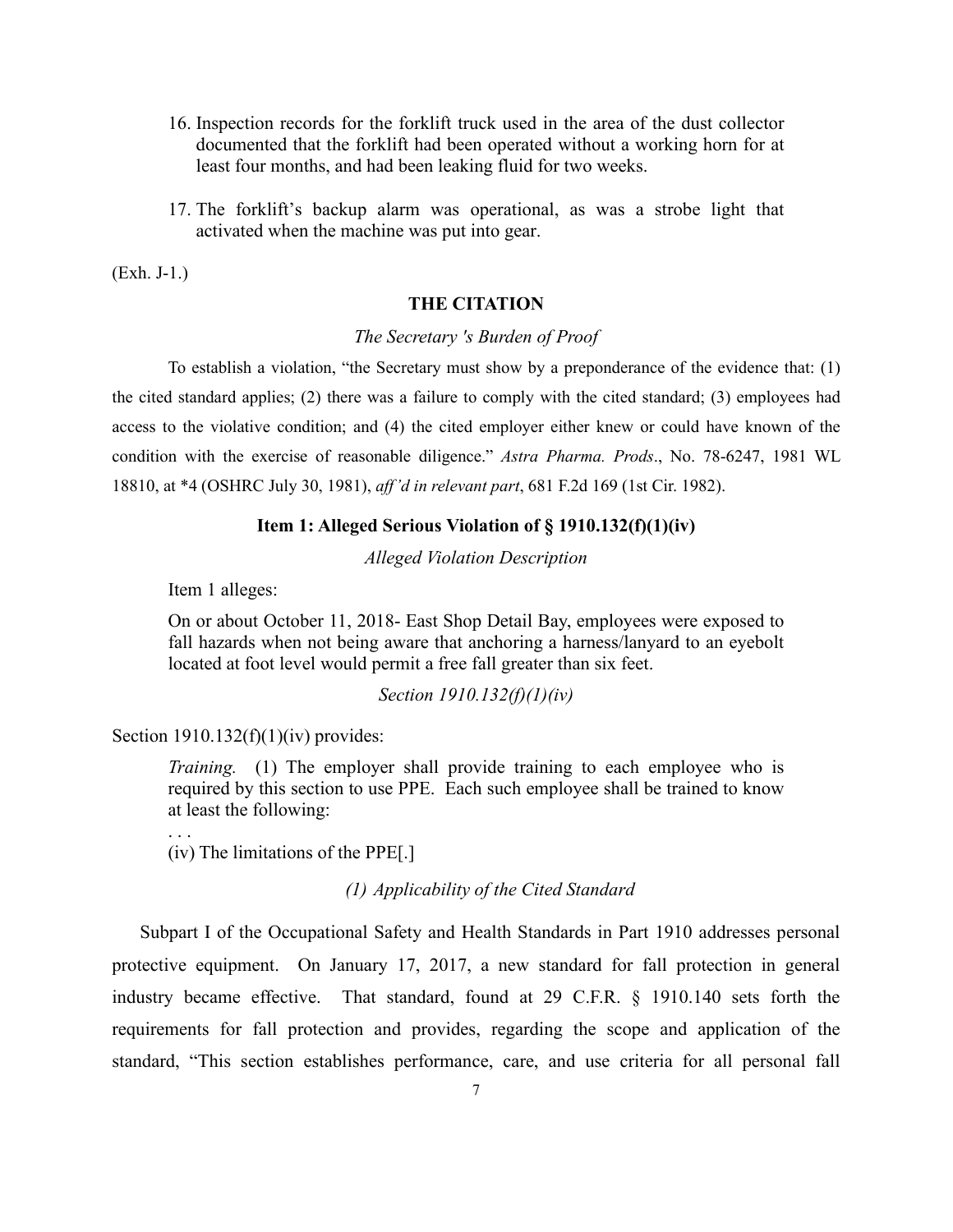16. Inspection records for the forklift truck used in the area of the dust collector documented that the forklift had been operated without a working horn for at least four months, and had been leaking fluid for two weeks.

17. The forklift's backup alarm was operational, as was a strobe light that activated when the machine was put into gear.

(Exh. J-1.)

## THE CITATION

### *The Secretary 's Burden of Proof*

To establish a violation, "the Secretary must show by a preponderance of the evidence that: (1) the cited standard applies; (2) there was a failure to comply with the cited standard; (3) employees had access to the violative condition; and (4) the cited employer either knew or could have known of the condition with the exercise of reasonable diligence." *Astra Pharma. Prods*., No. 78-6247, 1981 WL 18810, at *4 (OSHRC July 30, 1981), *aff'd in relevant part*, 681 F.2d 169 (1st Cir. 1982).

### Item 1: Alleged Serious Violation of § 1910.132(f)(1)(iv)

#### *Alleged Violation Description*

Item 1 alleges:

> On or about October 11, 2018- East Shop Detail Bay, employees were exposed to fall hazards when not being aware that anchoring a harness/lanyard to an eyebolt located at foot level would permit a free fall greater than six feet.

#### *Section 1910.132(f)(1)(iv)*

Section 1910.132(f)(1)(iv) provides:

> *Training.* (1) The employer shall provide training to each employee who is required by this section to use PPE. Each such employee shall be trained to know at least the following:
>
> . . .
>
> (iv) The limitations of the PPE[.]

#### *(1) Applicability of the Cited Standard*

Subpart I of the Occupational Safety and Health Standards in Part 1910 addresses personal protective equipment. On January 17, 2017, a new standard for fall protection in general industry became effective. That standard, found at 29 C.F.R. § 1910.140 sets forth the requirements for fall protection and provides, regarding the scope and application of the standard, "This section establishes performance, care, and use criteria for all personal fall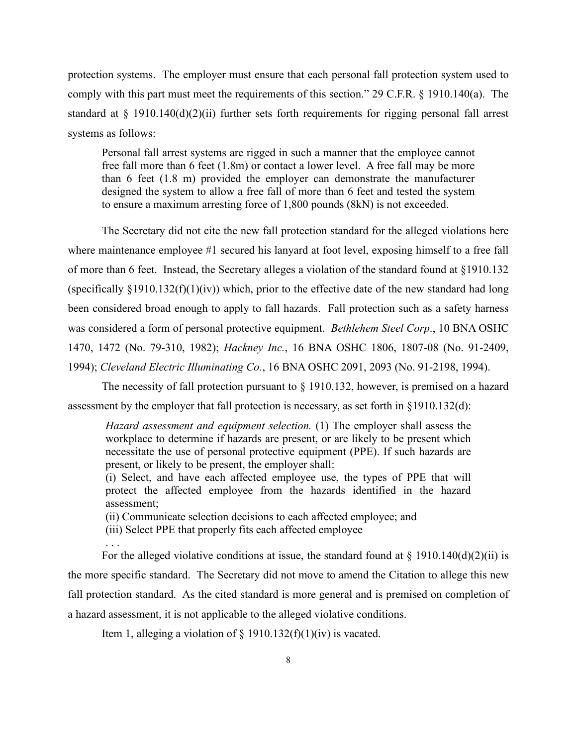protection systems. The employer must ensure that each personal fall protection system used to comply with this part must meet the requirements of this section." 29 C.F.R. § 1910.140(a). The standard at § 1910.140(d)(2)(ii) further sets forth requirements for rigging personal fall arrest systems as follows:

> Personal fall arrest systems are rigged in such a manner that the employee cannot free fall more than 6 feet (1.8m) or contact a lower level. A free fall may be more than 6 feet (1.8 m) provided the employer can demonstrate the manufacturer designed the system to allow a free fall of more than 6 feet and tested the system to ensure a maximum arresting force of 1,800 pounds (8kN) is not exceeded.

The Secretary did not cite the new fall protection standard for the alleged violations here where maintenance employee #1 secured his lanyard at foot level, exposing himself to a free fall of more than 6 feet. Instead, the Secretary alleges a violation of the standard found at §1910.132 (specifically §1910.132(f)(1)(iv)) which, prior to the effective date of the new standard had long been considered broad enough to apply to fall hazards. Fall protection such as a safety harness was considered a form of personal protective equipment. *Bethlehem Steel Corp*., 10 BNA OSHC 1470, 1472 (No. 79-310, 1982); *Hackney Inc.*, 16 BNA OSHC 1806, 1807-08 (No. 91-2409, 1994); *Cleveland Electric Illuminating Co.*, 16 BNA OSHC 2091, 2093 (No. 91-2198, 1994).

The necessity of fall protection pursuant to § 1910.132, however, is premised on a hazard assessment by the employer that fall protection is necessary, as set forth in §1910.132(d):

> *Hazard assessment and equipment selection.* (1) The employer shall assess the workplace to determine if hazards are present, or are likely to be present which necessitate the use of personal protective equipment (PPE). If such hazards are present, or likely to be present, the employer shall:
> (i) Select, and have each affected employee use, the types of PPE that will protect the affected employee from the hazards identified in the hazard assessment;
> (ii) Communicate selection decisions to each affected employee; and
> (iii) Select PPE that properly fits each affected employee
> . . .

For the alleged violative conditions at issue, the standard found at § 1910.140(d)(2)(ii) is the more specific standard. The Secretary did not move to amend the Citation to allege this new fall protection standard. As the cited standard is more general and is premised on completion of a hazard assessment, it is not applicable to the alleged violative conditions.

Item 1, alleging a violation of § 1910.132(f)(1)(iv) is vacated.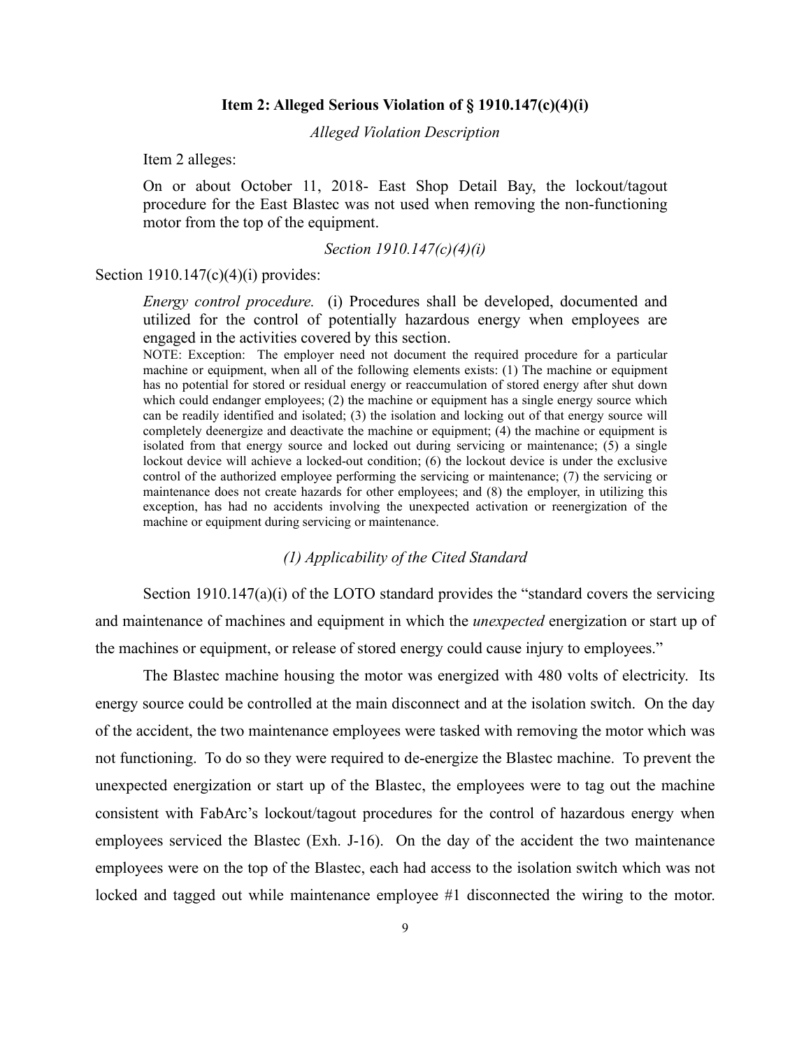**Item 2: Alleged Serious Violation of § 1910.147(c)(4)(i)**

*Alleged Violation Description*

Item 2 alleges:

> On or about October 11, 2018- East Shop Detail Bay, the lockout/tagout procedure for the East Blastec was not used when removing the non-functioning motor from the top of the equipment.

*Section 1910.147(c)(4)(i)*

Section 1910.147(c)(4)(i) provides:

> *Energy control procedure.* (i) Procedures shall be developed, documented and utilized for the control of potentially hazardous energy when employees are engaged in the activities covered by this section.
>
> NOTE: Exception: The employer need not document the required procedure for a particular machine or equipment, when all of the following elements exists: (1) The machine or equipment has no potential for stored or residual energy or reaccumulation of stored energy after shut down which could endanger employees; (2) the machine or equipment has a single energy source which can be readily identified and isolated; (3) the isolation and locking out of that energy source will completely deenergize and deactivate the machine or equipment; (4) the machine or equipment is isolated from that energy source and locked out during servicing or maintenance; (5) a single lockout device will achieve a locked-out condition; (6) the lockout device is under the exclusive control of the authorized employee performing the servicing or maintenance; (7) the servicing or maintenance does not create hazards for other employees; and (8) the employer, in utilizing this exception, has had no accidents involving the unexpected activation or reenergization of the machine or equipment during servicing or maintenance.

*(1) Applicability of the Cited Standard*

Section 1910.147(a)(i) of the LOTO standard provides the "standard covers the servicing and maintenance of machines and equipment in which the *unexpected* energization or start up of the machines or equipment, or release of stored energy could cause injury to employees."

The Blastec machine housing the motor was energized with 480 volts of electricity. Its energy source could be controlled at the main disconnect and at the isolation switch. On the day of the accident, the two maintenance employees were tasked with removing the motor which was not functioning. To do so they were required to de-energize the Blastec machine. To prevent the unexpected energization or start up of the Blastec, the employees were to tag out the machine consistent with FabArc's lockout/tagout procedures for the control of hazardous energy when employees serviced the Blastec (Exh. J-16). On the day of the accident the two maintenance employees were on the top of the Blastec, each had access to the isolation switch which was not locked and tagged out while maintenance employee #1 disconnected the wiring to the motor.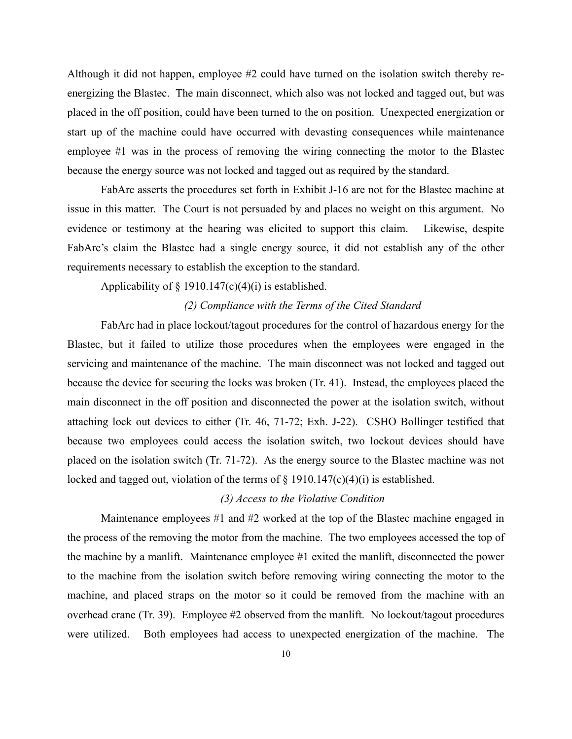Although it did not happen, employee #2 could have turned on the isolation switch thereby re-energizing the Blastec. The main disconnect, which also was not locked and tagged out, but was placed in the off position, could have been turned to the on position. Unexpected energization or start up of the machine could have occurred with devasting consequences while maintenance employee #1 was in the process of removing the wiring connecting the motor to the Blastec because the energy source was not locked and tagged out as required by the standard.

FabArc asserts the procedures set forth in Exhibit J-16 are not for the Blastec machine at issue in this matter. The Court is not persuaded by and places no weight on this argument. No evidence or testimony at the hearing was elicited to support this claim. Likewise, despite FabArc's claim the Blastec had a single energy source, it did not establish any of the other requirements necessary to establish the exception to the standard.

Applicability of § 1910.147(c)(4)(i) is established.

*(2) Compliance with the Terms of the Cited Standard*

FabArc had in place lockout/tagout procedures for the control of hazardous energy for the Blastec, but it failed to utilize those procedures when the employees were engaged in the servicing and maintenance of the machine. The main disconnect was not locked and tagged out because the device for securing the locks was broken (Tr. 41). Instead, the employees placed the main disconnect in the off position and disconnected the power at the isolation switch, without attaching lock out devices to either (Tr. 46, 71-72; Exh. J-22). CSHO Bollinger testified that because two employees could access the isolation switch, two lockout devices should have placed on the isolation switch (Tr. 71-72). As the energy source to the Blastec machine was not locked and tagged out, violation of the terms of § 1910.147(c)(4)(i) is established.

*(3) Access to the Violative Condition*

Maintenance employees #1 and #2 worked at the top of the Blastec machine engaged in the process of the removing the motor from the machine. The two employees accessed the top of the machine by a manlift. Maintenance employee #1 exited the manlift, disconnected the power to the machine from the isolation switch before removing wiring connecting the motor to the machine, and placed straps on the motor so it could be removed from the machine with an overhead crane (Tr. 39). Employee #2 observed from the manlift. No lockout/tagout procedures were utilized. Both employees had access to unexpected energization of the machine. The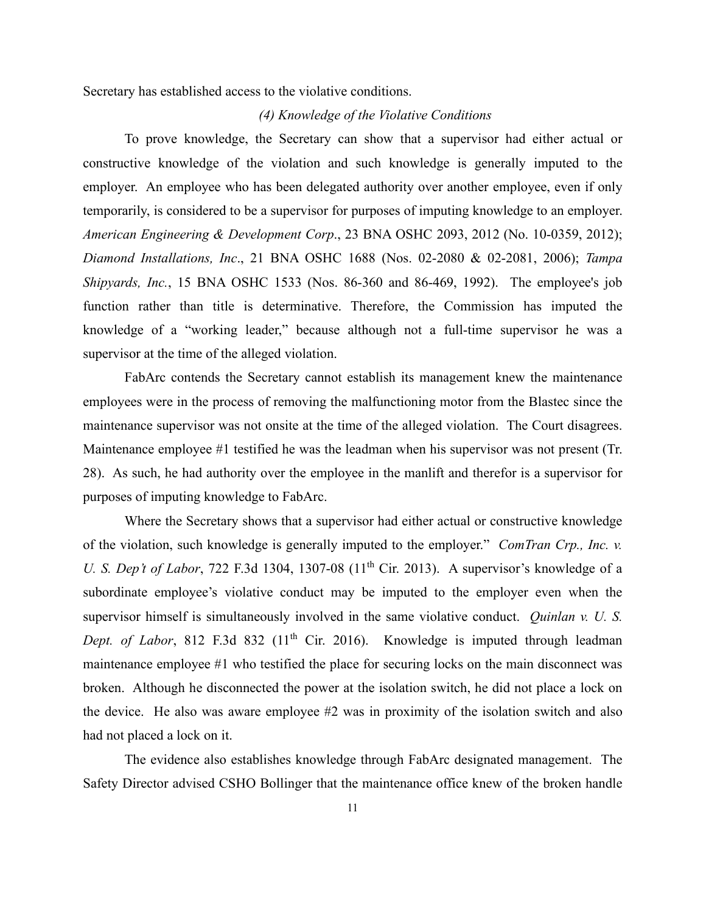Secretary has established access to the violative conditions.

*(4) Knowledge of the Violative Conditions*

To prove knowledge, the Secretary can show that a supervisor had either actual or constructive knowledge of the violation and such knowledge is generally imputed to the employer. An employee who has been delegated authority over another employee, even if only temporarily, is considered to be a supervisor for purposes of imputing knowledge to an employer. *American Engineering & Development Corp*., 23 BNA OSHC 2093, 2012 (No. 10-0359, 2012); *Diamond Installations, Inc*., 21 BNA OSHC 1688 (Nos. 02-2080 & 02-2081, 2006); *Tampa Shipyards, Inc.*, 15 BNA OSHC 1533 (Nos. 86-360 and 86-469, 1992). The employee's job function rather than title is determinative. Therefore, the Commission has imputed the knowledge of a "working leader," because although not a full-time supervisor he was a supervisor at the time of the alleged violation.

FabArc contends the Secretary cannot establish its management knew the maintenance employees were in the process of removing the malfunctioning motor from the Blastec since the maintenance supervisor was not onsite at the time of the alleged violation. The Court disagrees. Maintenance employee #1 testified he was the leadman when his supervisor was not present (Tr. 28). As such, he had authority over the employee in the manlift and therefor is a supervisor for purposes of imputing knowledge to FabArc.

Where the Secretary shows that a supervisor had either actual or constructive knowledge of the violation, such knowledge is generally imputed to the employer." *ComTran Crp., Inc. v. U. S. Dep't of Labor*, 722 F.3d 1304, 1307-08 (11th Cir. 2013). A supervisor's knowledge of a subordinate employee's violative conduct may be imputed to the employer even when the supervisor himself is simultaneously involved in the same violative conduct. *Quinlan v. U. S. Dept. of Labor*, 812 F.3d 832 (11th Cir. 2016). Knowledge is imputed through leadman maintenance employee #1 who testified the place for securing locks on the main disconnect was broken. Although he disconnected the power at the isolation switch, he did not place a lock on the device. He also was aware employee #2 was in proximity of the isolation switch and also had not placed a lock on it.

The evidence also establishes knowledge through FabArc designated management. The Safety Director advised CSHO Bollinger that the maintenance office knew of the broken handle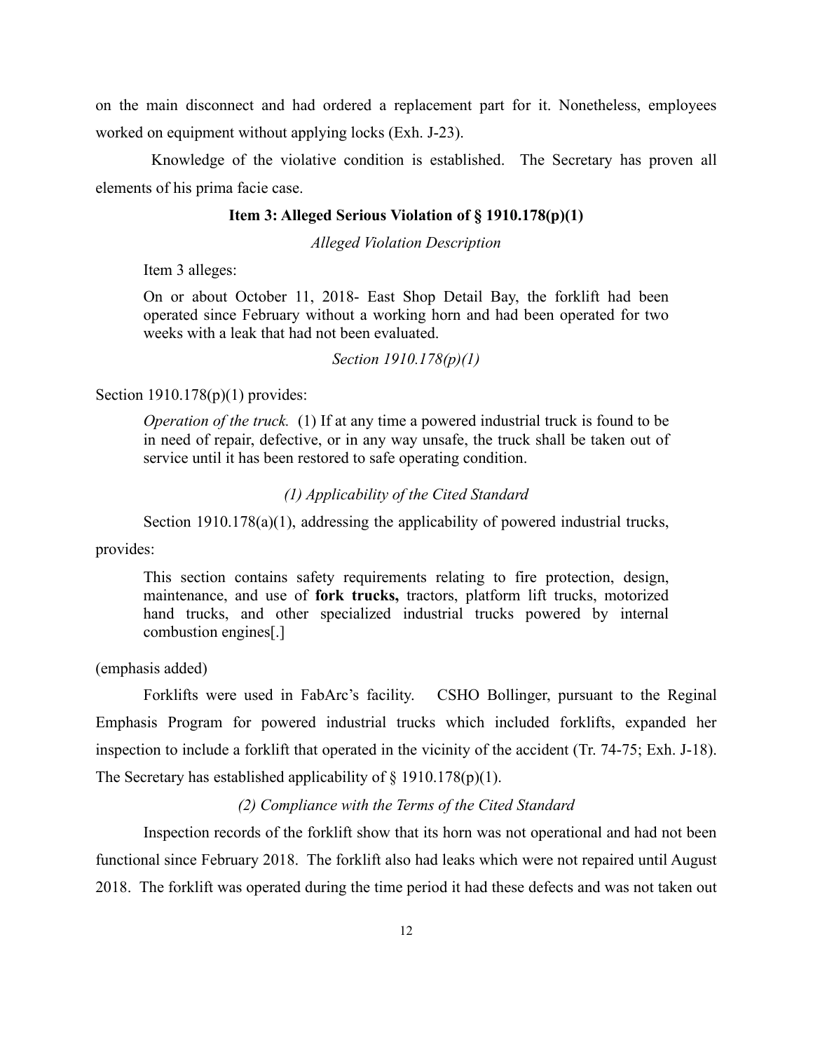on the main disconnect and had ordered a replacement part for it. Nonetheless, employees worked on equipment without applying locks (Exh. J-23).

Knowledge of the violative condition is established. The Secretary has proven all elements of his prima facie case.

### Item 3: Alleged Serious Violation of § 1910.178(p)(1)

*Alleged Violation Description*

Item 3 alleges:

> On or about October 11, 2018- East Shop Detail Bay, the forklift had been operated since February without a working horn and had been operated for two weeks with a leak that had not been evaluated.

*Section 1910.178(p)(1)*

Section 1910.178(p)(1) provides:

> *Operation of the truck.* (1) If at any time a powered industrial truck is found to be in need of repair, defective, or in any way unsafe, the truck shall be taken out of service until it has been restored to safe operating condition.

*(1) Applicability of the Cited Standard*

Section 1910.178(a)(1), addressing the applicability of powered industrial trucks, provides:

> This section contains safety requirements relating to fire protection, design, maintenance, and use of **fork trucks,** tractors, platform lift trucks, motorized hand trucks, and other specialized industrial trucks powered by internal combustion engines[.]

(emphasis added)

Forklifts were used in FabArc's facility. CSHO Bollinger, pursuant to the Reginal Emphasis Program for powered industrial trucks which included forklifts, expanded her inspection to include a forklift that operated in the vicinity of the accident (Tr. 74-75; Exh. J-18). The Secretary has established applicability of § 1910.178(p)(1).

*(2) Compliance with the Terms of the Cited Standard*

Inspection records of the forklift show that its horn was not operational and had not been functional since February 2018. The forklift also had leaks which were not repaired until August 2018. The forklift was operated during the time period it had these defects and was not taken out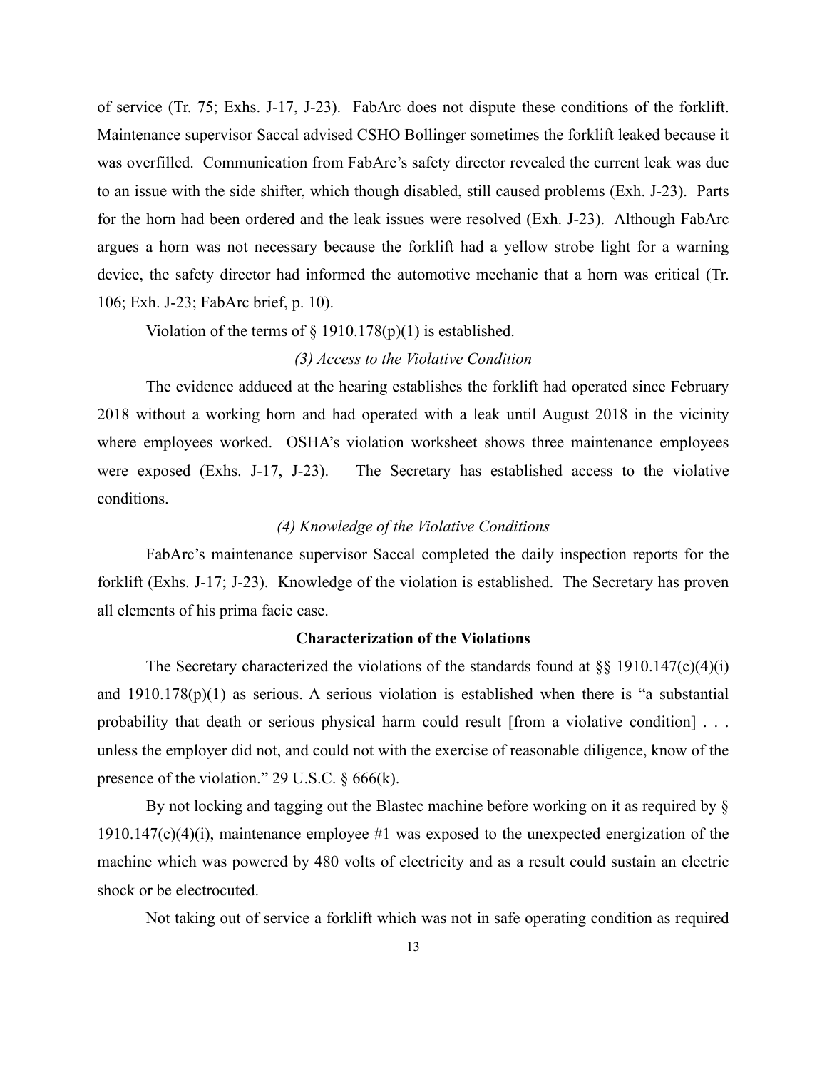of service (Tr. 75; Exhs. J-17, J-23). FabArc does not dispute these conditions of the forklift. Maintenance supervisor Saccal advised CSHO Bollinger sometimes the forklift leaked because it was overfilled. Communication from FabArc's safety director revealed the current leak was due to an issue with the side shifter, which though disabled, still caused problems (Exh. J-23). Parts for the horn had been ordered and the leak issues were resolved (Exh. J-23). Although FabArc argues a horn was not necessary because the forklift had a yellow strobe light for a warning device, the safety director had informed the automotive mechanic that a horn was critical (Tr. 106; Exh. J-23; FabArc brief, p. 10).

Violation of the terms of § 1910.178(p)(1) is established.

*(3) Access to the Violative Condition*

The evidence adduced at the hearing establishes the forklift had operated since February 2018 without a working horn and had operated with a leak until August 2018 in the vicinity where employees worked. OSHA's violation worksheet shows three maintenance employees were exposed (Exhs. J-17, J-23). The Secretary has established access to the violative conditions.

*(4) Knowledge of the Violative Conditions*

FabArc's maintenance supervisor Saccal completed the daily inspection reports for the forklift (Exhs. J-17; J-23). Knowledge of the violation is established. The Secretary has proven all elements of his prima facie case.

**Characterization of the Violations**

The Secretary characterized the violations of the standards found at §§ 1910.147(c)(4)(i) and 1910.178(p)(1) as serious. A serious violation is established when there is "a substantial probability that death or serious physical harm could result [from a violative condition] . . . unless the employer did not, and could not with the exercise of reasonable diligence, know of the presence of the violation." 29 U.S.C. § 666(k).

By not locking and tagging out the Blastec machine before working on it as required by § 1910.147(c)(4)(i), maintenance employee #1 was exposed to the unexpected energization of the machine which was powered by 480 volts of electricity and as a result could sustain an electric shock or be electrocuted.

Not taking out of service a forklift which was not in safe operating condition as required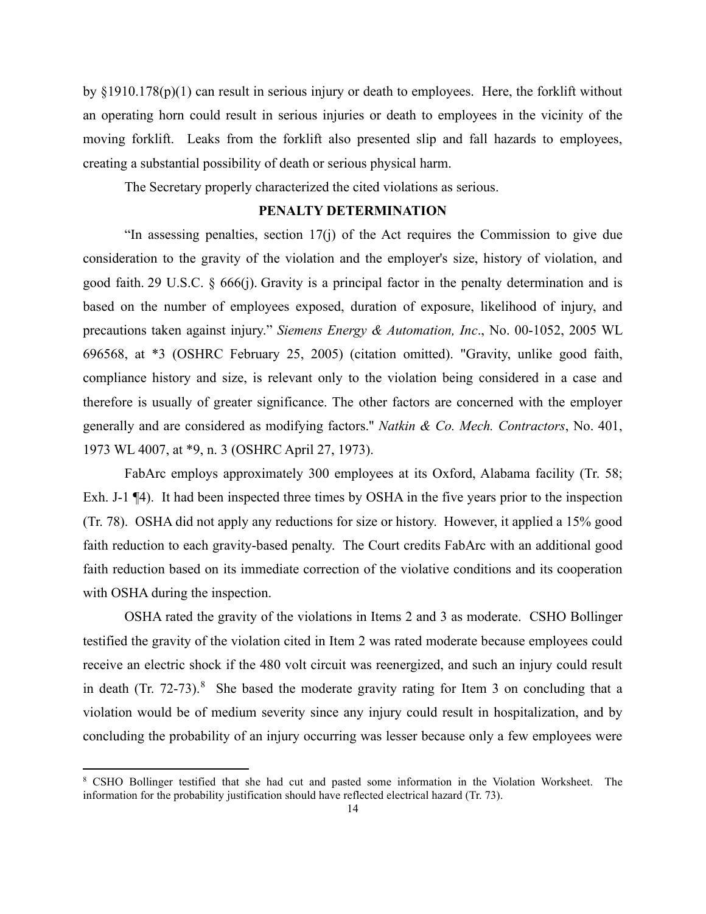by §1910.178(p)(1) can result in serious injury or death to employees. Here, the forklift without an operating horn could result in serious injuries or death to employees in the vicinity of the moving forklift. Leaks from the forklift also presented slip and fall hazards to employees, creating a substantial possibility of death or serious physical harm.

The Secretary properly characterized the cited violations as serious.

## PENALTY DETERMINATION

"In assessing penalties, section 17(j) of the Act requires the Commission to give due consideration to the gravity of the violation and the employer's size, history of violation, and good faith. 29 U.S.C. § 666(j). Gravity is a principal factor in the penalty determination and is based on the number of employees exposed, duration of exposure, likelihood of injury, and precautions taken against injury." *Siemens Energy & Automation, Inc*., No. 00-1052, 2005 WL 696568, at *3 (OSHRC February 25, 2005) (citation omitted). "Gravity, unlike good faith, compliance history and size, is relevant only to the violation being considered in a case and therefore is usually of greater significance. The other factors are concerned with the employer generally and are considered as modifying factors." *Natkin & Co. Mech. Contractors*, No. 401, 1973 WL 4007, at *9, n. 3 (OSHRC April 27, 1973).

FabArc employs approximately 300 employees at its Oxford, Alabama facility (Tr. 58; Exh. J-1 ¶4). It had been inspected three times by OSHA in the five years prior to the inspection (Tr. 78). OSHA did not apply any reductions for size or history. However, it applied a 15% good faith reduction to each gravity-based penalty. The Court credits FabArc with an additional good faith reduction based on its immediate correction of the violative conditions and its cooperation with OSHA during the inspection.

OSHA rated the gravity of the violations in Items 2 and 3 as moderate. CSHO Bollinger testified the gravity of the violation cited in Item 2 was rated moderate because employees could receive an electric shock if the 480 volt circuit was reenergized, and such an injury could result in death (Tr. 72-73).[8] She based the moderate gravity rating for Item 3 on concluding that a violation would be of medium severity since any injury could result in hospitalization, and by concluding the probability of an injury occurring was lesser because only a few employees were

---

[8] CSHO Bollinger testified that she had cut and pasted some information in the Violation Worksheet. The information for the probability justification should have reflected electrical hazard (Tr. 73).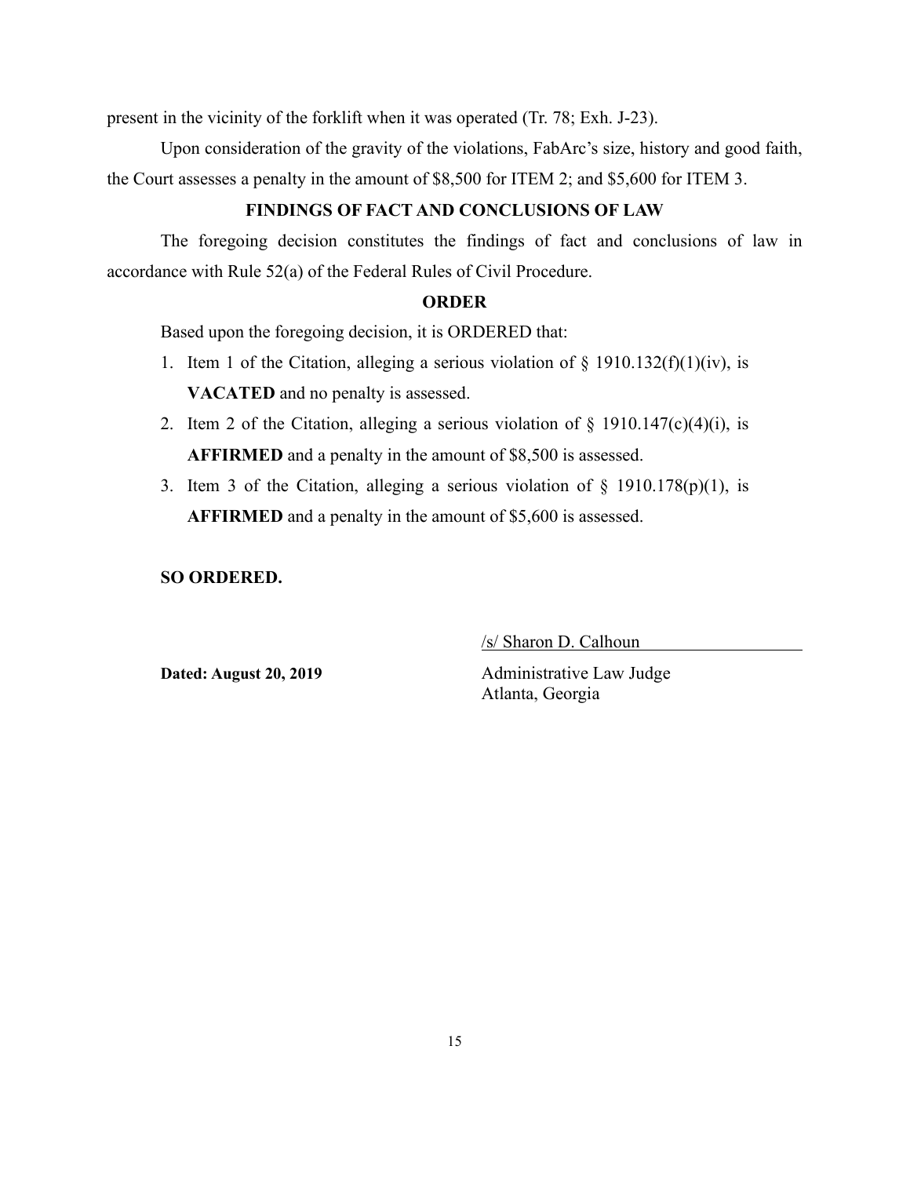present in the vicinity of the forklift when it was operated (Tr. 78; Exh. J-23).

Upon consideration of the gravity of the violations, FabArc's size, history and good faith, the Court assesses a penalty in the amount of $8,500 for ITEM 2; and $5,600 for ITEM 3.

## FINDINGS OF FACT AND CONCLUSIONS OF LAW

The foregoing decision constitutes the findings of fact and conclusions of law in accordance with Rule 52(a) of the Federal Rules of Civil Procedure.

## ORDER

Based upon the foregoing decision, it is ORDERED that:

1. Item 1 of the Citation, alleging a serious violation of § 1910.132(f)(1)(iv), is **VACATED** and no penalty is assessed.
2. Item 2 of the Citation, alleging a serious violation of § 1910.147(c)(4)(i), is **AFFIRMED** and a penalty in the amount of $8,500 is assessed.
3. Item 3 of the Citation, alleging a serious violation of § 1910.178(p)(1), is **AFFIRMED** and a penalty in the amount of $5,600 is assessed.

**SO ORDERED.**

/s/ Sharon D. Calhoun

**Dated: August 20, 2019**

Administrative Law Judge
Atlanta, Georgia